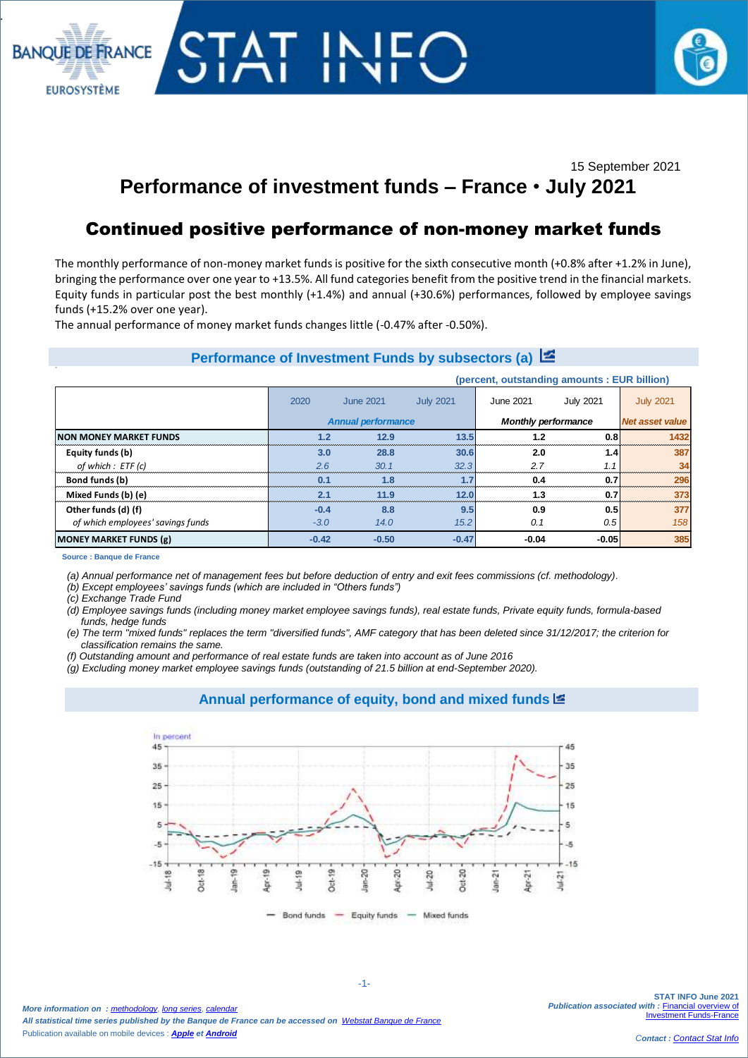15 September 2021

# Performance of investment funds – France • July 2021

## Continued positive performance of non-money market funds

The monthly performance of non-money market funds is positive for the sixth consecutive month (+0.8% after +1.2% in June), bringing the performance over one year to +13.5%. All fund categories benefit from the positive trend in the financial markets. Equity funds in particular post the best monthly (+1.4%) and annual (+30.6%) performances, followed by employee savings funds (+15.2% over one year).

The annual performance of money market funds changes little (-0.47% after -0.50%).

### Performance of Investment Funds by subsectors (a)

(percent, outstanding amounts : EUR billion)

| | 2020 | June 2021 | July 2021 | June 2021 | July 2021 | July 2021 |
|---|---|---|---|---|---|---|
| | *Annual performance* | | | *Monthly performance* | | *Net asset value* |
| **NON MONEY MARKET FUNDS** | 1.2 | 12.9 | 13.5 | 1.2 | 0.8 | 1432 |
| **Equity funds (b)** | 3.0 | 28.8 | 30.6 | 2.0 | 1.4 | 387 |
| *of which : ETF (c)* | *2.6* | *30.1* | *32.3* | *2.7* | *1.1* | *34* |
| **Bond funds (b)** | 0.1 | 1.8 | 1.7 | 0.4 | 0.7 | 296 |
| **Mixed Funds (b) (e)** | 2.1 | 11.9 | 12.0 | 1.3 | 0.7 | 373 |
| **Other funds (d) (f)** | -0.4 | 8.8 | 9.5 | 0.9 | 0.5 | 377 |
| *of which employees' savings funds* | *-3.0* | *14.0* | *15.2* | *0.1* | *0.5* | *158* |
| **MONEY MARKET FUNDS (g)** | -0.42 | -0.50 | -0.47 | -0.04 | -0.05 | 385 |

**Source : Banque de France**

*(a) Annual performance net of management fees but before deduction of entry and exit fees commissions (cf. methodology).*
*(b) Except employees' savings funds (which are included in "Others funds")*
*(c) Exchange Trade Fund*
*(d) Employee savings funds (including money market employee savings funds), real estate funds, Private equity funds, formula-based funds, hedge funds*
*(e) The term "mixed funds" replaces the term "diversified funds", AMF category that has been deleted since 31/12/2017; the criterion for classification remains the same.*
*(f) Outstanding amount and performance of real estate funds are taken into account as of June 2016*
*(g) Excluding money market employee savings funds (outstanding of 21.5 billion at end-September 2020).*

### Annual performance of equity, bond and mixed funds

In percent

45
35
25
15
5
-5
-15

Jul-18 Oct-18 Jan-19 Apr-19 Jul-19 Oct-19 Jan-20 Apr-20 Jul-20 Oct-20 Jan-21 Apr-21 Jul-21

Bond funds — Equity funds — Mixed funds

*More information on : methodology, long series, calendar*
***All statistical time series published by the Banque de France can be accessed on Webstat Banque de France***
Publication available on mobile devices : ***Apple et Android***

**STAT INFO June 2021**
***Publication associated with :*** Financial overview of Investment Funds-France

*Contact :* Contact Stat Info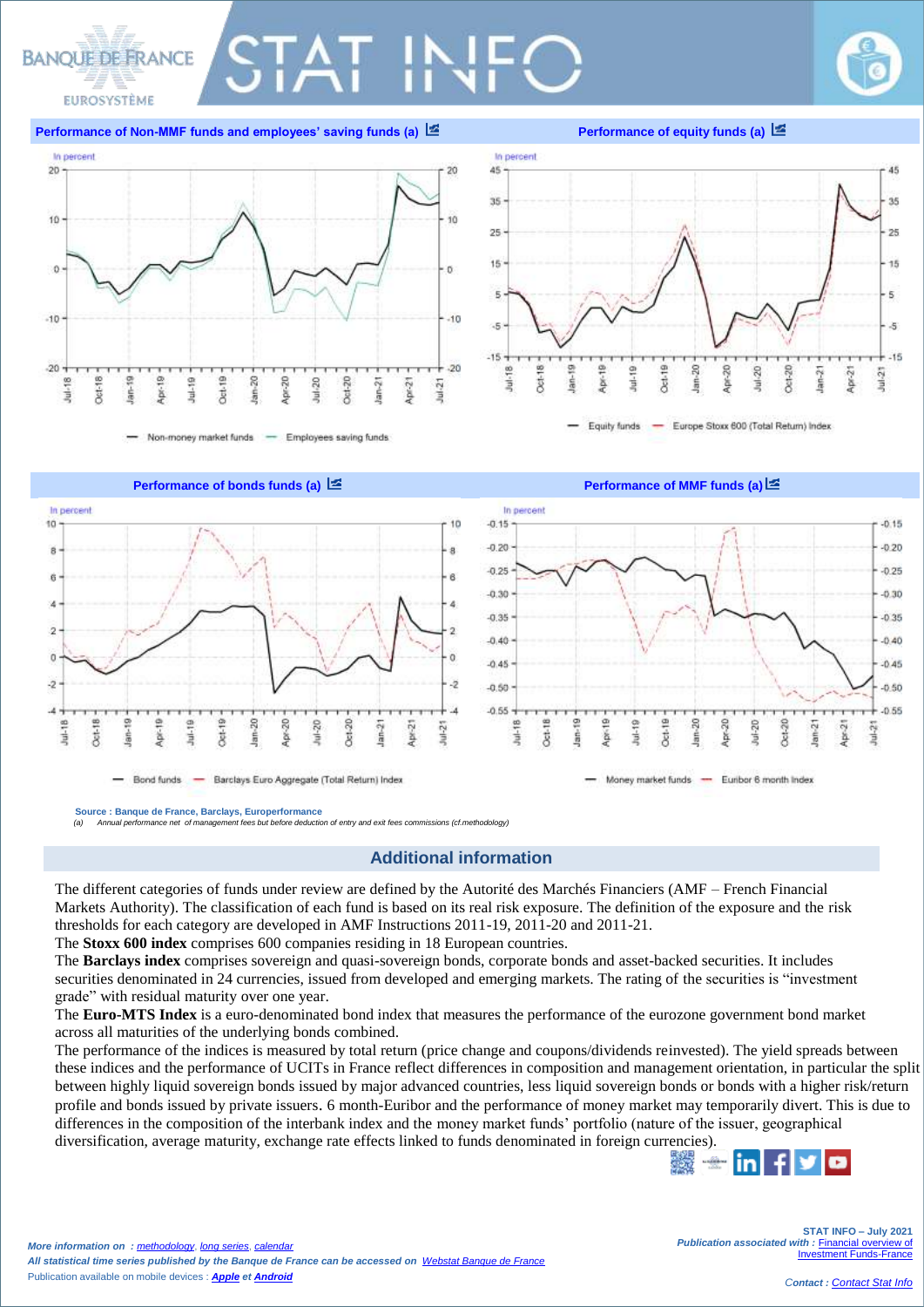### Performance of Non-MMF funds and employees' saving funds (a)

In percent

20
10
0
-10
-20

Jul-18 Oct-18 Jan-19 Apr-19 Jul-19 Oct-19 Jan-20 Apr-20 Jul-20 Oct-20 Jan-21 Apr-21 Jul-21

Non-money market funds — Employees saving funds

### Performance of equity funds (a)

In percent

45
35
25
15
5
-5
-15

Jul-18 Oct-18 Jan-19 Apr-19 Jul-19 Oct-19 Jan-20 Apr-20 Jul-20 Oct-20 Jan-21 Apr-21 Jul-21

Equity funds — Europe Stoxx 600 (Total Return) Index

### Performance of bonds funds (a)

In percent

10
8
6
4
2
0
-2
-4

Jul-18 Oct-18 Jan-19 Apr-19 Jul-19 Oct-19 Jan-20 Apr-20 Jul-20 Oct-20 Jan-21 Apr-21 Jul-21

Bond funds — Barclays Euro Aggregate (Total Return) Index

### Performance of MMF funds (a)

In percent

-0.15
-0.20
-0.25
-0.30
-0.35
-0.40
-0.45
-0.50
-0.55

Jul-18 Oct-18 Jan-19 Apr-19 Jul-19 Oct-19 Jan-20 Apr-20 Jul-20 Oct-20 Jan-21 Apr-21 Jul-21

Money market funds — Euribor 6 month Index

**Source : Banque de France, Barclays, Europerformance**

*(a) Annual performance net of management fees but before deduction of entry and exit fees commissions (cf.methodology)*

## Additional information

The different categories of funds under review are defined by the Autorité des Marchés Financiers (AMF – French Financial Markets Authority). The classification of each fund is based on its real risk exposure. The definition of the exposure and the risk thresholds for each category are developed in AMF Instructions 2011-19, 2011-20 and 2011-21.

The **Stoxx 600 index** comprises 600 companies residing in 18 European countries.

The **Barclays index** comprises sovereign and quasi-sovereign bonds, corporate bonds and asset-backed securities. It includes securities denominated in 24 currencies, issued from developed and emerging markets. The rating of the securities is "investment grade" with residual maturity over one year.

The **Euro-MTS Index** is a euro-denominated bond index that measures the performance of the eurozone government bond market across all maturities of the underlying bonds combined.

The performance of the indices is measured by total return (price change and coupons/dividends reinvested). The yield spreads between these indices and the performance of UCITs in France reflect differences in composition and management orientation, in particular the split between highly liquid sovereign bonds issued by major advanced countries, less liquid sovereign bonds or bonds with a higher risk/return profile and bonds issued by private issuers. 6 month-Euribor and the performance of money market may temporarily divert. This is due to differences in the composition of the interbank index and the money market funds' portfolio (nature of the issuer, geographical diversification, average maturity, exchange rate effects linked to funds denominated in foreign currencies).

*More information on : methodology, long series, calendar*

*All statistical time series published by the Banque de France can be accessed on Webstat Banque de France*

Publication available on mobile devices : ***Apple** et **Android***

**STAT INFO – July 2021**

***Publication associated with :*** Financial overview of Investment Funds-France

*Contact :* Contact Stat Info